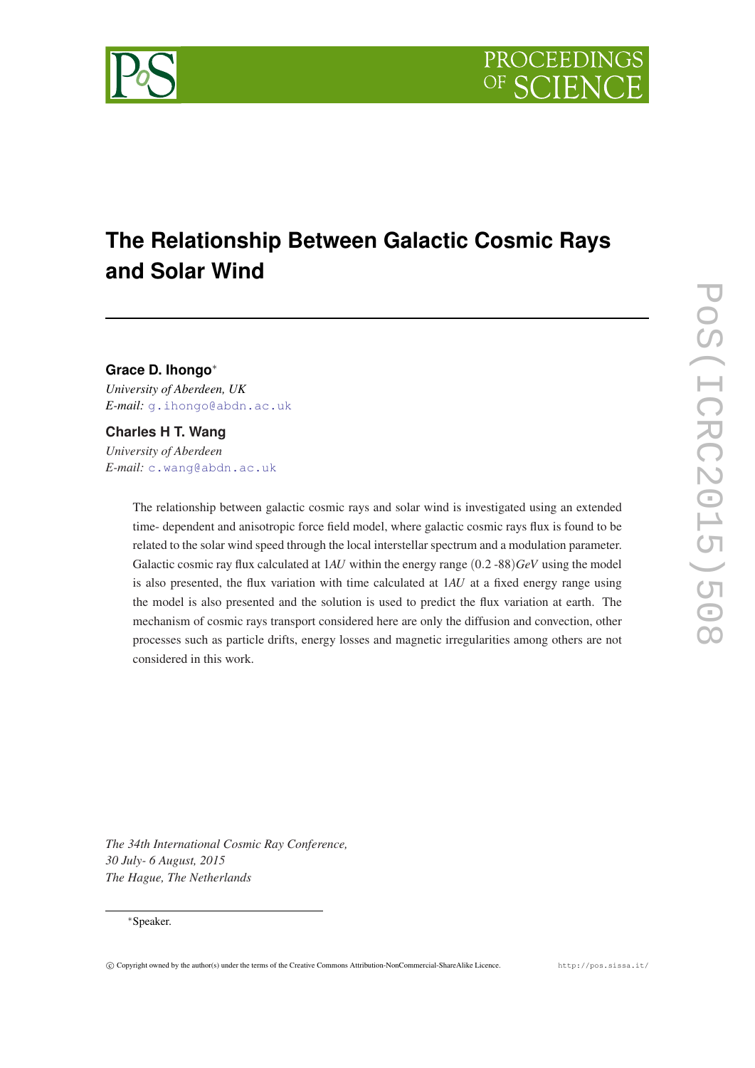# The Relationship Between Galactic Cosmic Rays and Solar Wind

**Grace D. Ihongo***

*University of Aberdeen, UK*

*E-mail:* g.ihongo@abdn.ac.uk

**Charles H T. Wang**

*University of Aberdeen*

*E-mail:* c.wang@abdn.ac.uk

The relationship between galactic cosmic rays and solar wind is investigated using an extended time- dependent and anisotropic force field model, where galactic cosmic rays flux is found to be related to the solar wind speed through the local interstellar spectrum and a modulation parameter. Galactic cosmic ray flux calculated at $1AU$ within the energy range $(0.2\text{ -}88)GeV$ using the model is also presented, the flux variation with time calculated at $1AU$ at a fixed energy range using the model is also presented and the solution is used to predict the flux variation at earth. The mechanism of cosmic rays transport considered here are only the diffusion and convection, other processes such as particle drifts, energy losses and magnetic irregularities among others are not considered in this work.

*The 34th International Cosmic Ray Conference,*
*30 July- 6 August, 2015*
*The Hague, The Netherlands*

*Speaker.

© Copyright owned by the author(s) under the terms of the Creative Commons Attribution-NonCommercial-ShareAlike Licence. http://pos.sissa.it/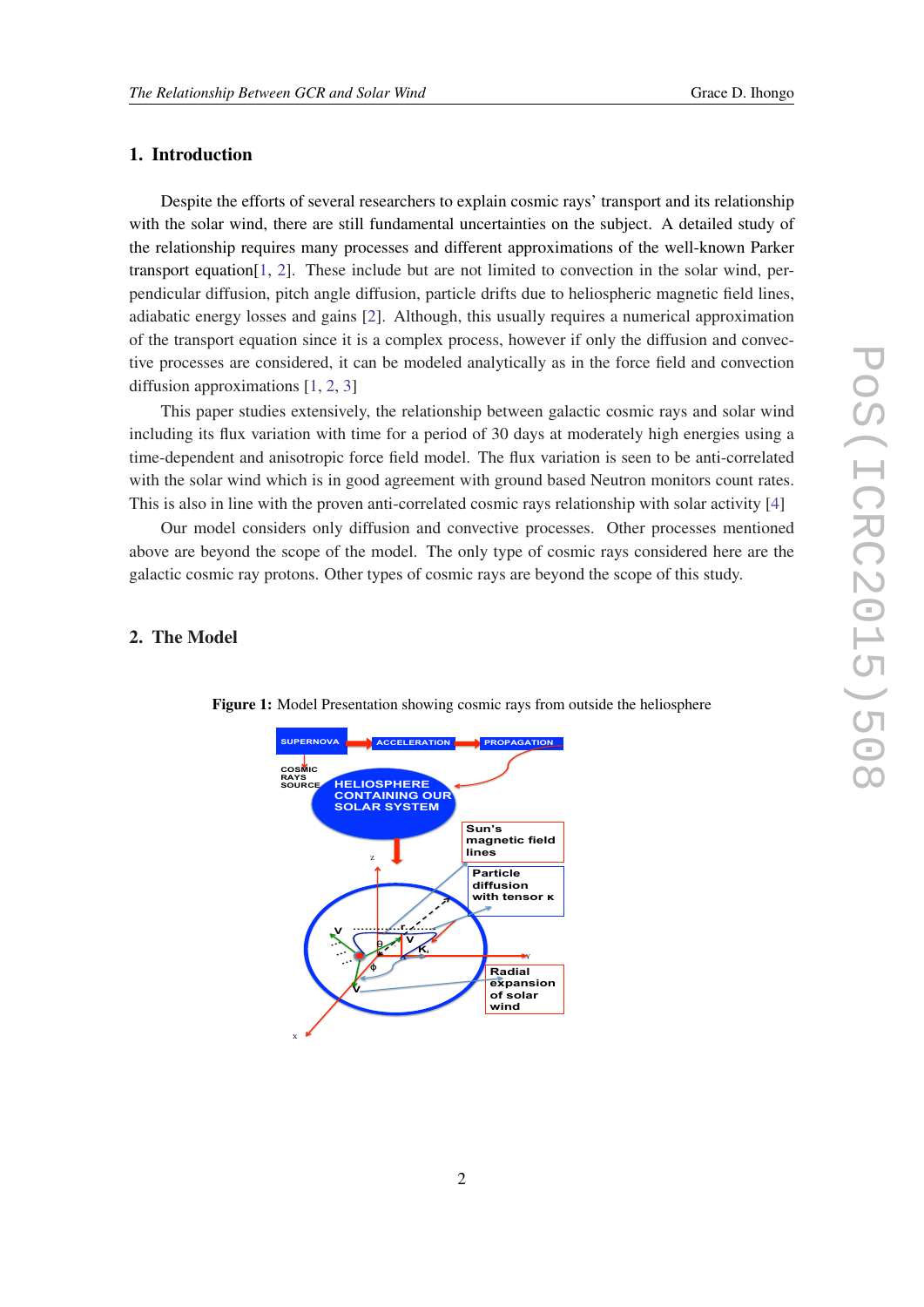## 1. Introduction

Despite the efforts of several researchers to explain cosmic rays' transport and its relationship with the solar wind, there are still fundamental uncertainties on the subject. A detailed study of the relationship requires many processes and different approximations of the well-known Parker transport equation[1, 2]. These include but are not limited to convection in the solar wind, perpendicular diffusion, pitch angle diffusion, particle drifts due to heliospheric magnetic field lines, adiabatic energy losses and gains [2]. Although, this usually requires a numerical approximation of the transport equation since it is a complex process, however if only the diffusion and convective processes are considered, it can be modeled analytically as in the force field and convection diffusion approximations [1, 2, 3]

This paper studies extensively, the relationship between galactic cosmic rays and solar wind including its flux variation with time for a period of 30 days at moderately high energies using a time-dependent and anisotropic force field model. The flux variation is seen to be anti-correlated with the solar wind which is in good agreement with ground based Neutron monitors count rates. This is also in line with the proven anti-correlated cosmic rays relationship with solar activity [4]

Our model considers only diffusion and convective processes. Other processes mentioned above are beyond the scope of the model. The only type of cosmic rays considered here are the galactic cosmic ray protons. Other types of cosmic rays are beyond the scope of this study.

## 2. The Model

**Figure 1:** Model Presentation showing cosmic rays from outside the heliosphere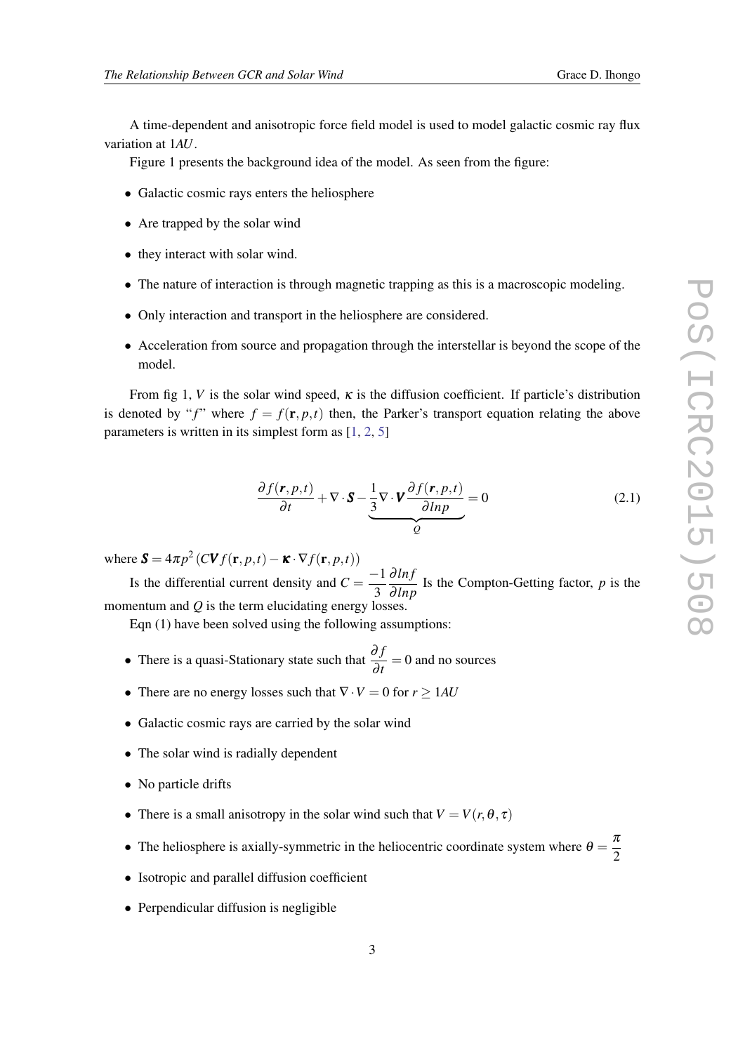A time-dependent and anisotropic force field model is used to model galactic cosmic ray flux variation at $1AU$.

Figure 1 presents the background idea of the model. As seen from the figure:

- Galactic cosmic rays enters the heliosphere
- Are trapped by the solar wind
- they interact with solar wind.
- The nature of interaction is through magnetic trapping as this is a macroscopic modeling.
- Only interaction and transport in the heliosphere are considered.
- Acceleration from source and propagation through the interstellar is beyond the scope of the model.

From fig 1, $V$ is the solar wind speed, $\kappa$ is the diffusion coefficient. If particle's distribution is denoted by "$f$" where $f = f(\mathbf{r}, p, t)$ then, the Parker's transport equation relating the above parameters is written in its simplest form as [1, 2, 5]

$$\frac{\partial f(\boldsymbol{r}, p, t)}{\partial t} + \nabla \cdot \boldsymbol{S} - \underbrace{\frac{1}{3} \nabla \cdot \boldsymbol{V} \frac{\partial f(\boldsymbol{r}, p, t)}{\partial lnp}}_{Q} = 0 \tag{2.1}$$

where $\boldsymbol{S} = 4\pi p^2 \left( C\boldsymbol{V} f(\mathbf{r}, p, t) - \boldsymbol{\kappa} \cdot \nabla f(\mathbf{r}, p, t) \right)$

Is the differential current density and $C = \dfrac{-1}{3} \dfrac{\partial lnf}{\partial lnp}$ Is the Compton-Getting factor, $p$ is the momentum and $Q$ is the term elucidating energy losses.

Eqn (1) have been solved using the following assumptions:

- There is a quasi-Stationary state such that $\dfrac{\partial f}{\partial t} = 0$ and no sources
- There are no energy losses such that $\nabla \cdot V = 0$ for $r \geq 1AU$
- Galactic cosmic rays are carried by the solar wind
- The solar wind is radially dependent
- No particle drifts
- There is a small anisotropy in the solar wind such that $V = V(r, \theta, \tau)$
- The heliosphere is axially-symmetric in the heliocentric coordinate system where $\theta = \dfrac{\pi}{2}$
- Isotropic and parallel diffusion coefficient
- Perpendicular diffusion is negligible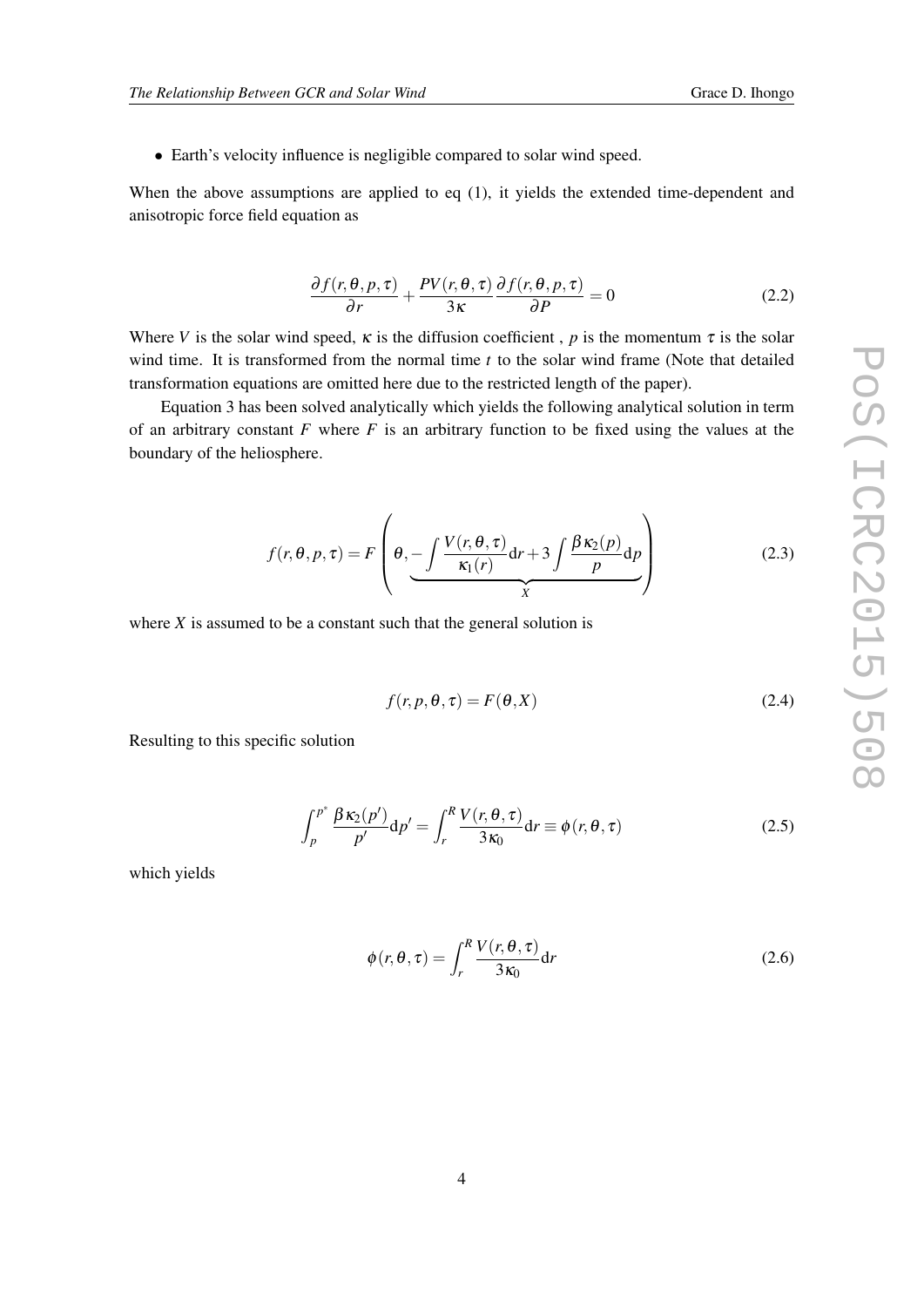- Earth's velocity influence is negligible compared to solar wind speed.

When the above assumptions are applied to eq (1), it yields the extended time-dependent and anisotropic force field equation as

$$\frac{\partial f(r,\theta,p,\tau)}{\partial r} + \frac{PV(r,\theta,\tau)}{3\kappa}\frac{\partial f(r,\theta,p,\tau)}{\partial P} = 0 \tag{2.2}$$

Where $V$ is the solar wind speed, $\kappa$ is the diffusion coefficient , $p$ is the momentum $\tau$ is the solar wind time. It is transformed from the normal time $t$ to the solar wind frame (Note that detailed transformation equations are omitted here due to the restricted length of the paper).

Equation 3 has been solved analytically which yields the following analytical solution in term of an arbitrary constant $F$ where $F$ is an arbitrary function to be fixed using the values at the boundary of the heliosphere.

$$f(r,\theta,p,\tau) = F\left(\theta, \underbrace{-\int \frac{V(r,\theta,\tau)}{\kappa_1(r)}\mathrm{d}r + 3\int \frac{\beta\kappa_2(p)}{p}\mathrm{d}p}_{X}\right) \tag{2.3}$$

where $X$ is assumed to be a constant such that the general solution is

$$f(r,p,\theta,\tau) = F(\theta,X) \tag{2.4}$$

Resulting to this specific solution

$$\int_{p}^{p^{*}} \frac{\beta\kappa_2(p')}{p'}\mathrm{d}p' = \int_{r}^{R} \frac{V(r,\theta,\tau)}{3\kappa_0}\mathrm{d}r \equiv \phi(r,\theta,\tau) \tag{2.5}$$

which yields

$$\phi(r,\theta,\tau) = \int_{r}^{R} \frac{V(r,\theta,\tau)}{3\kappa_0}\mathrm{d}r \tag{2.6}$$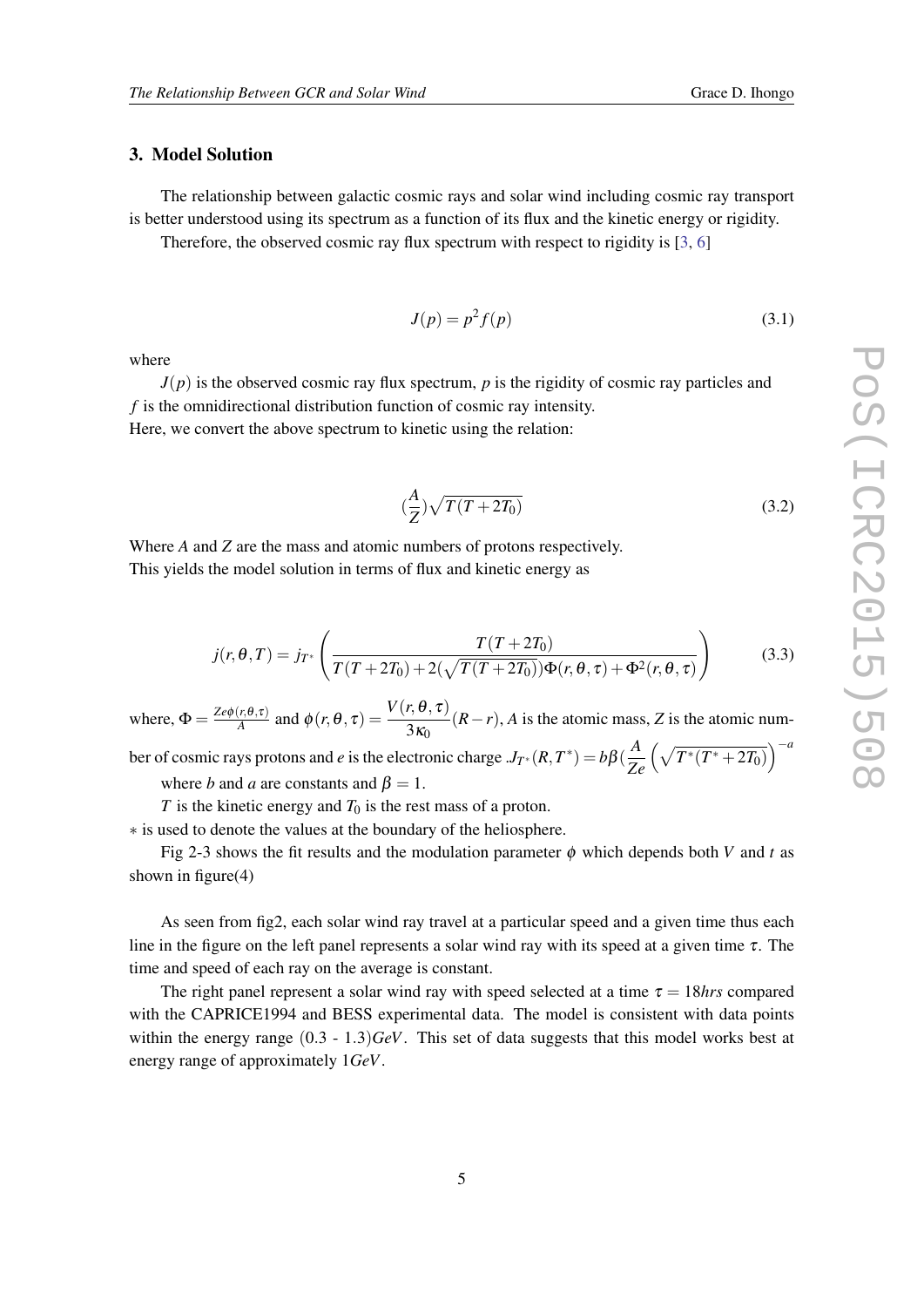## 3. Model Solution

The relationship between galactic cosmic rays and solar wind including cosmic ray transport is better understood using its spectrum as a function of its flux and the kinetic energy or rigidity.

Therefore, the observed cosmic ray flux spectrum with respect to rigidity is [3, 6]

$$J(p) = p^2 f(p) \tag{3.1}$$

where

$J(p)$ is the observed cosmic ray flux spectrum, $p$ is the rigidity of cosmic ray particles and $f$ is the omnidirectional distribution function of cosmic ray intensity.
Here, we convert the above spectrum to kinetic using the relation:

$$(\frac{A}{Z})\sqrt{T(T+2T_0)} \tag{3.2}$$

Where $A$ and $Z$ are the mass and atomic numbers of protons respectively.
This yields the model solution in terms of flux and kinetic energy as

$$j(r,\theta,T) = j_{T^*}\left(\frac{T(T+2T_0)}{T(T+2T_0)+2(\sqrt{T(T+2T_0)})\Phi(r,\theta,\tau)+\Phi^2(r,\theta,\tau)}\right) \tag{3.3}$$

where, $\Phi = \frac{Ze\phi(r,\theta,\tau)}{A}$ and $\phi(r,\theta,\tau) = \dfrac{V(r,\theta,\tau)}{3\kappa_0}(R-r)$, $A$ is the atomic mass, $Z$ is the atomic number of cosmic rays protons and $e$ is the electronic charge .$J_{T^*}(R,T^*) = b\beta(\dfrac{A}{Ze}\left(\sqrt{T^*(T^*+2T_0)}\right)^{-a}$

where $b$ and $a$ are constants and $\beta = 1$.

$T$ is the kinetic energy and $T_0$ is the rest mass of a proton.

$*$ is used to denote the values at the boundary of the heliosphere.

Fig 2-3 shows the fit results and the modulation parameter $\phi$ which depends both $V$ and $t$ as shown in figure(4)

As seen from fig2, each solar wind ray travel at a particular speed and a given time thus each line in the figure on the left panel represents a solar wind ray with its speed at a given time $\tau$. The time and speed of each ray on the average is constant.

The right panel represent a solar wind ray with speed selected at a time $\tau = 18hrs$ compared with the CAPRICE1994 and BESS experimental data. The model is consistent with data points within the energy range $(0.3 - 1.3)GeV$. This set of data suggests that this model works best at energy range of approximately $1GeV$.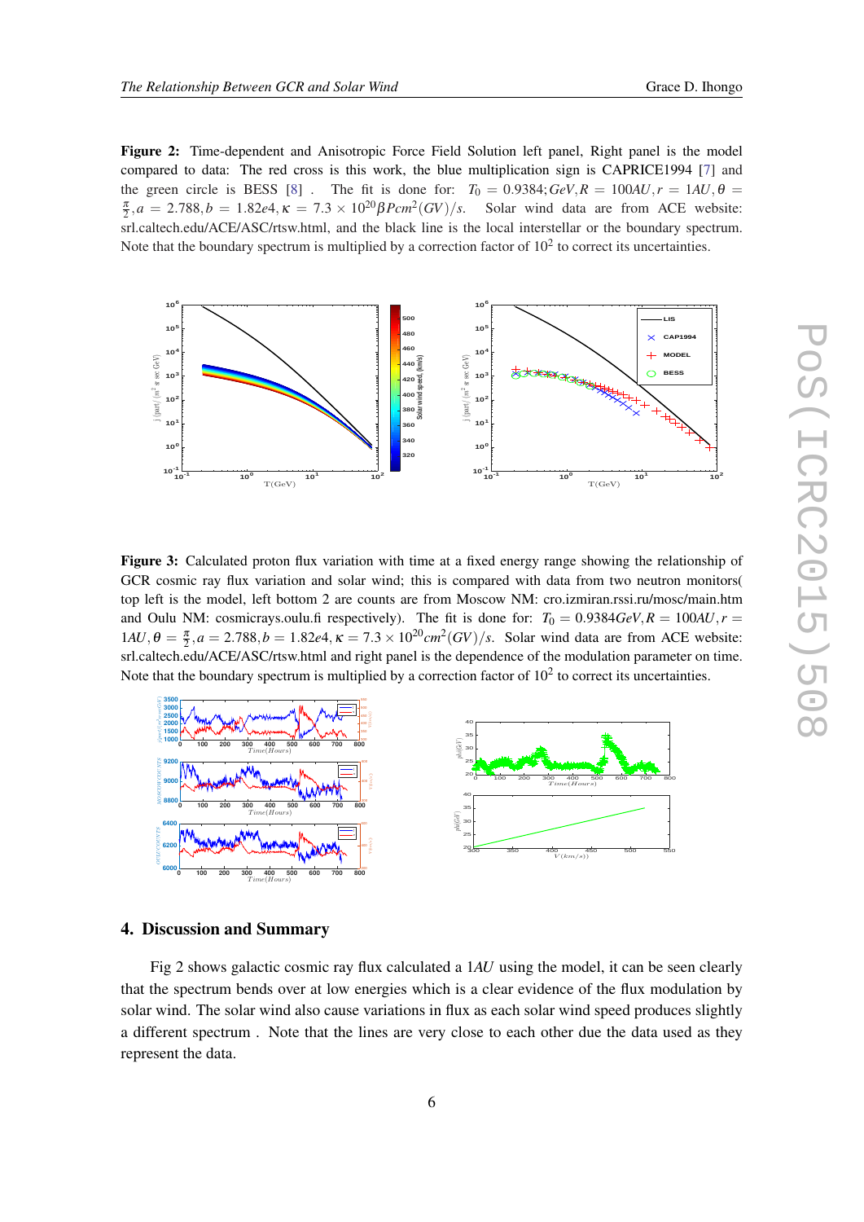**Figure 2:** Time-dependent and Anisotropic Force Field Solution left panel, Right panel is the model compared to data: The red cross is this work, the blue multiplication sign is CAPRICE1994 [7] and the green circle is BESS [8] . The fit is done for: $T_0 = 0.9384; GeV, R = 100AU, r = 1AU, \theta = \frac{\pi}{2}, a = 2.788, b = 1.82e4, \kappa = 7.3 \times 10^{20} \beta P cm^2 (GV)/s$. Solar wind data are from ACE website: srl.caltech.edu/ACE/ASC/rtsw.html, and the black line is the local interstellar or the boundary spectrum. Note that the boundary spectrum is multiplied by a correction factor of $10^2$ to correct its uncertainties.

**Figure 3:** Calculated proton flux variation with time at a fixed energy range showing the relationship of GCR cosmic ray flux variation and solar wind; this is compared with data from two neutron monitors( top left is the model, left bottom 2 are counts are from Moscow NM: cro.izmiran.rssi.ru/mosc/main.htm and Oulu NM: cosmicrays.oulu.fi respectively). The fit is done for: $T_0 = 0.9384 GeV, R = 100AU, r = 1AU, \theta = \frac{\pi}{2}, a = 2.788, b = 1.82e4, \kappa = 7.3 \times 10^{20} cm^2 (GV)/s$. Solar wind data are from ACE website: srl.caltech.edu/ACE/ASC/rtsw.html and right panel is the dependence of the modulation parameter on time. Note that the boundary spectrum is multiplied by a correction factor of $10^2$ to correct its uncertainties.

## 4. Discussion and Summary

Fig 2 shows galactic cosmic ray flux calculated a $1AU$ using the model, it can be seen clearly that the spectrum bends over at low energies which is a clear evidence of the flux modulation by solar wind. The solar wind also cause variations in flux as each solar wind speed produces slightly a different spectrum . Note that the lines are very close to each other due the data used as they represent the data.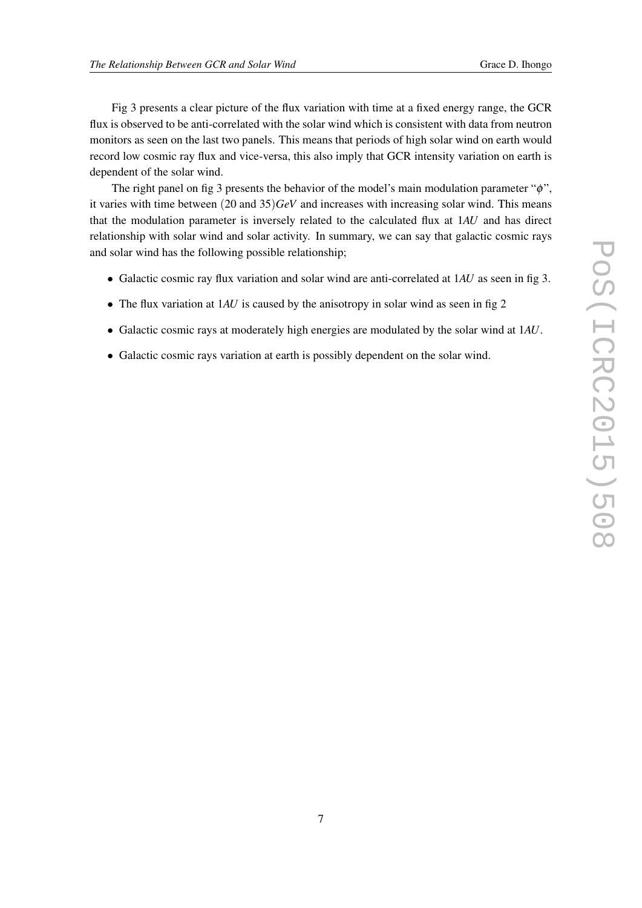Fig 3 presents a clear picture of the flux variation with time at a fixed energy range, the GCR flux is observed to be anti-correlated with the solar wind which is consistent with data from neutron monitors as seen on the last two panels. This means that periods of high solar wind on earth would record low cosmic ray flux and vice-versa, this also imply that GCR intensity variation on earth is dependent of the solar wind.

The right panel on fig 3 presents the behavior of the model's main modulation parameter "$\phi$", it varies with time between $(20 \text{ and } 35) GeV$ and increases with increasing solar wind. This means that the modulation parameter is inversely related to the calculated flux at $1AU$ and has direct relationship with solar wind and solar activity. In summary, we can say that galactic cosmic rays and solar wind has the following possible relationship;

- Galactic cosmic ray flux variation and solar wind are anti-correlated at $1AU$ as seen in fig 3.
- The flux variation at $1AU$ is caused by the anisotropy in solar wind as seen in fig 2
- Galactic cosmic rays at moderately high energies are modulated by the solar wind at $1AU$.
- Galactic cosmic rays variation at earth is possibly dependent on the solar wind.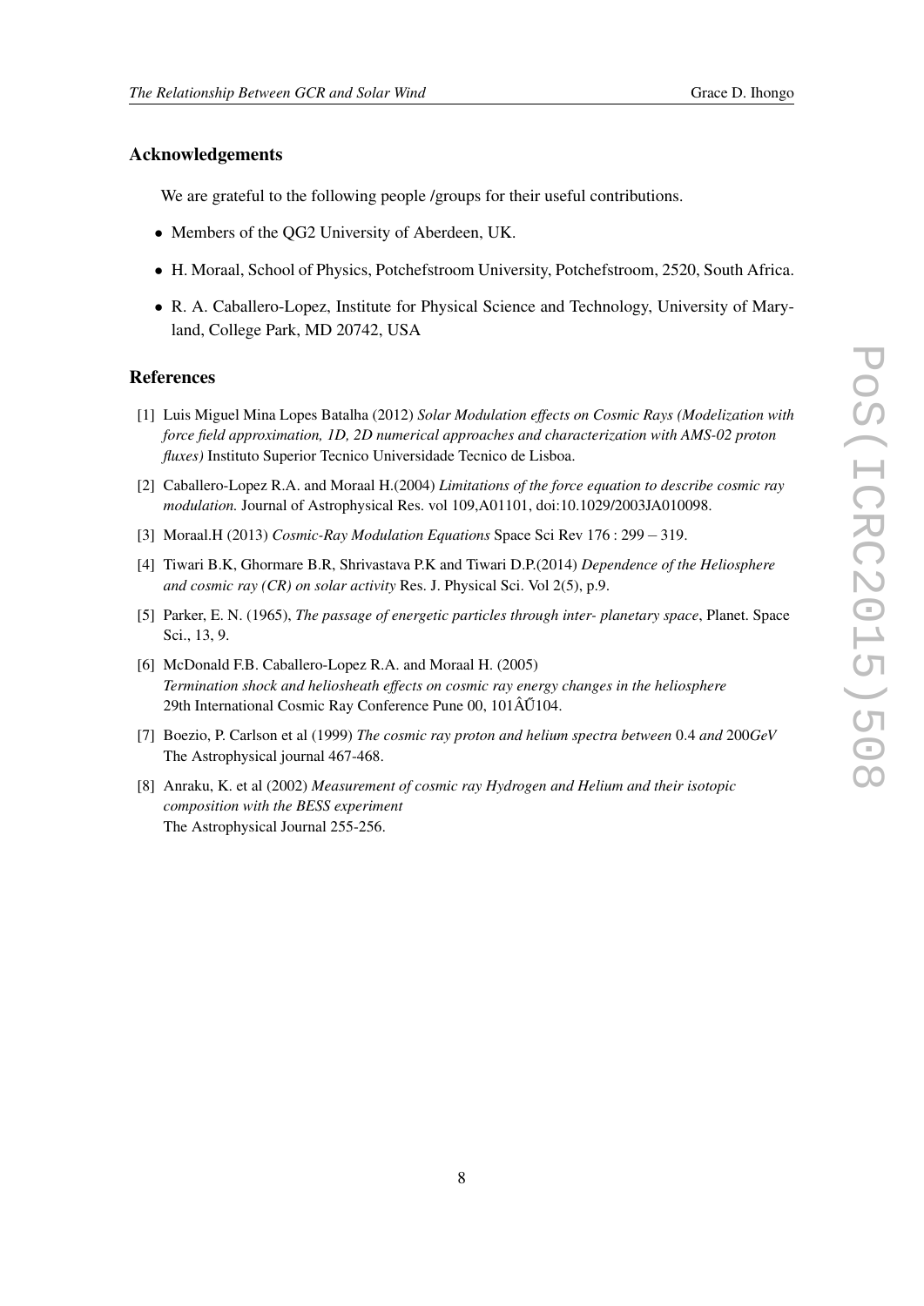## Acknowledgements

We are grateful to the following people /groups for their useful contributions.

- Members of the QG2 University of Aberdeen, UK.
- H. Moraal, School of Physics, Potchefstroom University, Potchefstroom, 2520, South Africa.
- R. A. Caballero-Lopez, Institute for Physical Science and Technology, University of Maryland, College Park, MD 20742, USA

## References

[1] Luis Miguel Mina Lopes Batalha (2012) *Solar Modulation effects on Cosmic Rays (Modelization with force field approximation, 1D, 2D numerical approaches and characterization with AMS-02 proton fluxes)* Instituto Superior Tecnico Universidade Tecnico de Lisboa.

[2] Caballero-Lopez R.A. and Moraal H.(2004) *Limitations of the force equation to describe cosmic ray modulation.* Journal of Astrophysical Res. vol 109,A01101, doi:10.1029/2003JA010098.

[3] Moraal.H (2013) *Cosmic-Ray Modulation Equations* Space Sci Rev 176 : $299-319$.

[4] Tiwari B.K, Ghormare B.R, Shrivastava P.K and Tiwari D.P.(2014) *Dependence of the Heliosphere and cosmic ray (CR) on solar activity* Res. J. Physical Sci. Vol 2(5), p.9.

[5] Parker, E. N. (1965), *The passage of energetic particles through inter- planetary space*, Planet. Space Sci., 13, 9.

[6] McDonald F.B. Caballero-Lopez R.A. and Moraal H. (2005) *Termination shock and heliosheath effects on cosmic ray energy changes in the heliosphere* 29th International Cosmic Ray Conference Pune 00, 101ÂŰ104.

[7] Boezio, P. Carlson et al (1999) *The cosmic ray proton and helium spectra between* 0.4 *and* 200*GeV* The Astrophysical journal 467-468.

[8] Anraku, K. et al (2002) *Measurement of cosmic ray Hydrogen and Helium and their isotopic composition with the BESS experiment* The Astrophysical Journal 255-256.